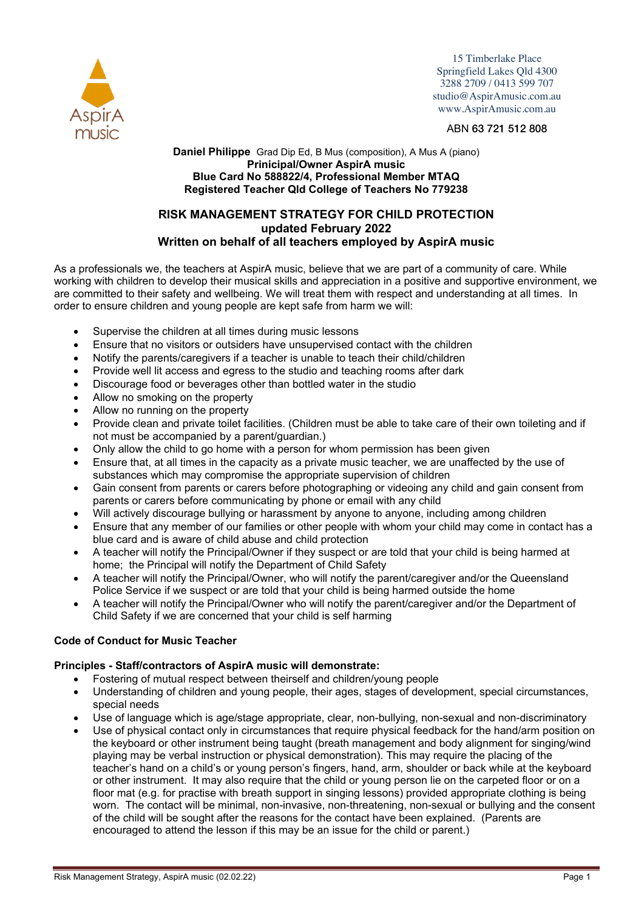AspirA music

15 Timberlake Place
Springfield Lakes Qld 4300
3288 2709 / 0413 599 707
studio@AspirAmusic.com.au
www.AspirAmusic.com.au

ABN 63 721 512 808

**Daniel Philippe** Grad Dip Ed, B Mus (composition), A Mus A (piano)
**Prinicipal/Owner AspirA music**
**Blue Card No 588822/4, Professional Member MTAQ**
**Registered Teacher Qld College of Teachers No 779238**

# RISK MANAGEMENT STRATEGY FOR CHILD PROTECTION
## updated February 2022
## Written on behalf of all teachers employed by AspirA music

As a professionals we, the teachers at AspirA music, believe that we are part of a community of care. While working with children to develop their musical skills and appreciation in a positive and supportive environment, we are committed to their safety and wellbeing. We will treat them with respect and understanding at all times. In order to ensure children and young people are kept safe from harm we will:

- Supervise the children at all times during music lessons
- Ensure that no visitors or outsiders have unsupervised contact with the children
- Notify the parents/caregivers if a teacher is unable to teach their child/children
- Provide well lit access and egress to the studio and teaching rooms after dark
- Discourage food or beverages other than bottled water in the studio
- Allow no smoking on the property
- Allow no running on the property
- Provide clean and private toilet facilities. (Children must be able to take care of their own toileting and if not must be accompanied by a parent/guardian.)
- Only allow the child to go home with a person for whom permission has been given
- Ensure that, at all times in the capacity as a private music teacher, we are unaffected by the use of substances which may compromise the appropriate supervision of children
- Gain consent from parents or carers before photographing or videoing any child and gain consent from parents or carers before communicating by phone or email with any child
- Will actively discourage bullying or harassment by anyone to anyone, including among children
- Ensure that any member of our families or other people with whom your child may come in contact has a blue card and is aware of child abuse and child protection
- A teacher will notify the Principal/Owner if they suspect or are told that your child is being harmed at home; the Principal will notify the Department of Child Safety
- A teacher will notify the Principal/Owner, who will notify the parent/caregiver and/or the Queensland Police Service if we suspect or are told that your child is being harmed outside the home
- A teacher will notify the Principal/Owner who will notify the parent/caregiver and/or the Department of Child Safety if we are concerned that your child is self harming

**Code of Conduct for Music Teacher**

**Principles - Staff/contractors of AspirA music will demonstrate:**

- Fostering of mutual respect between theirself and children/young people
- Understanding of children and young people, their ages, stages of development, special circumstances, special needs
- Use of language which is age/stage appropriate, clear, non-bullying, non-sexual and non-discriminatory
- Use of physical contact only in circumstances that require physical feedback for the hand/arm position on the keyboard or other instrument being taught (breath management and body alignment for singing/wind playing may be verbal instruction or physical demonstration). This may require the placing of the teacher's hand on a child's or young person's fingers, hand, arm, shoulder or back while at the keyboard or other instrument. It may also require that the child or young person lie on the carpeted floor or on a floor mat (e.g. for practise with breath support in singing lessons) provided appropriate clothing is being worn. The contact will be minimal, non-invasive, non-threatening, non-sexual or bullying and the consent of the child will be sought after the reasons for the contact have been explained. (Parents are encouraged to attend the lesson if this may be an issue for the child or parent.)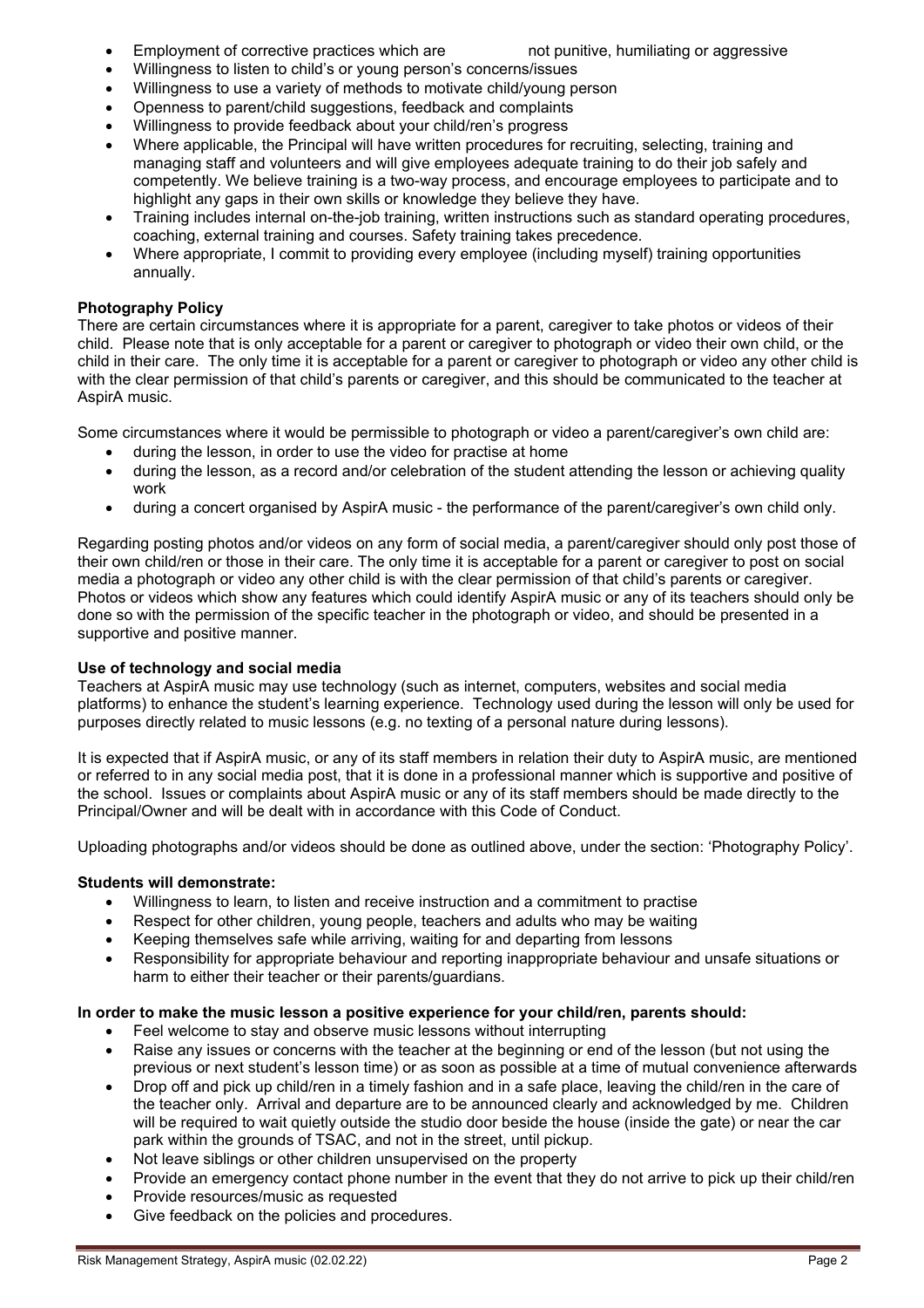- Employment of corrective practices which are not punitive, humiliating or aggressive
- Willingness to listen to child's or young person's concerns/issues
- Willingness to use a variety of methods to motivate child/young person
- Openness to parent/child suggestions, feedback and complaints
- Willingness to provide feedback about your child/ren's progress
- Where applicable, the Principal will have written procedures for recruiting, selecting, training and managing staff and volunteers and will give employees adequate training to do their job safely and competently. We believe training is a two-way process, and encourage employees to participate and to highlight any gaps in their own skills or knowledge they believe they have.
- Training includes internal on-the-job training, written instructions such as standard operating procedures, coaching, external training and courses. Safety training takes precedence.
- Where appropriate, I commit to providing every employee (including myself) training opportunities annually.

**Photography Policy**

There are certain circumstances where it is appropriate for a parent, caregiver to take photos or videos of their child. Please note that is only acceptable for a parent or caregiver to photograph or video their own child, or the child in their care. The only time it is acceptable for a parent or caregiver to photograph or video any other child is with the clear permission of that child's parents or caregiver, and this should be communicated to the teacher at AspirA music.

Some circumstances where it would be permissible to photograph or video a parent/caregiver's own child are:

- during the lesson, in order to use the video for practise at home
- during the lesson, as a record and/or celebration of the student attending the lesson or achieving quality work
- during a concert organised by AspirA music - the performance of the parent/caregiver's own child only.

Regarding posting photos and/or videos on any form of social media, a parent/caregiver should only post those of their own child/ren or those in their care. The only time it is acceptable for a parent or caregiver to post on social media a photograph or video any other child is with the clear permission of that child's parents or caregiver. Photos or videos which show any features which could identify AspirA music or any of its teachers should only be done so with the permission of the specific teacher in the photograph or video, and should be presented in a supportive and positive manner.

**Use of technology and social media**

Teachers at AspirA music may use technology (such as internet, computers, websites and social media platforms) to enhance the student's learning experience. Technology used during the lesson will only be used for purposes directly related to music lessons (e.g. no texting of a personal nature during lessons).

It is expected that if AspirA music, or any of its staff members in relation their duty to AspirA music, are mentioned or referred to in any social media post, that it is done in a professional manner which is supportive and positive of the school. Issues or complaints about AspirA music or any of its staff members should be made directly to the Principal/Owner and will be dealt with in accordance with this Code of Conduct.

Uploading photographs and/or videos should be done as outlined above, under the section: 'Photography Policy'.

**Students will demonstrate:**

- Willingness to learn, to listen and receive instruction and a commitment to practise
- Respect for other children, young people, teachers and adults who may be waiting
- Keeping themselves safe while arriving, waiting for and departing from lessons
- Responsibility for appropriate behaviour and reporting inappropriate behaviour and unsafe situations or harm to either their teacher or their parents/guardians.

**In order to make the music lesson a positive experience for your child/ren, parents should:**

- Feel welcome to stay and observe music lessons without interrupting
- Raise any issues or concerns with the teacher at the beginning or end of the lesson (but not using the previous or next student's lesson time) or as soon as possible at a time of mutual convenience afterwards
- Drop off and pick up child/ren in a timely fashion and in a safe place, leaving the child/ren in the care of the teacher only. Arrival and departure are to be announced clearly and acknowledged by me. Children will be required to wait quietly outside the studio door beside the house (inside the gate) or near the car park within the grounds of TSAC, and not in the street, until pickup.
- Not leave siblings or other children unsupervised on the property
- Provide an emergency contact phone number in the event that they do not arrive to pick up their child/ren
- Provide resources/music as requested
- Give feedback on the policies and procedures.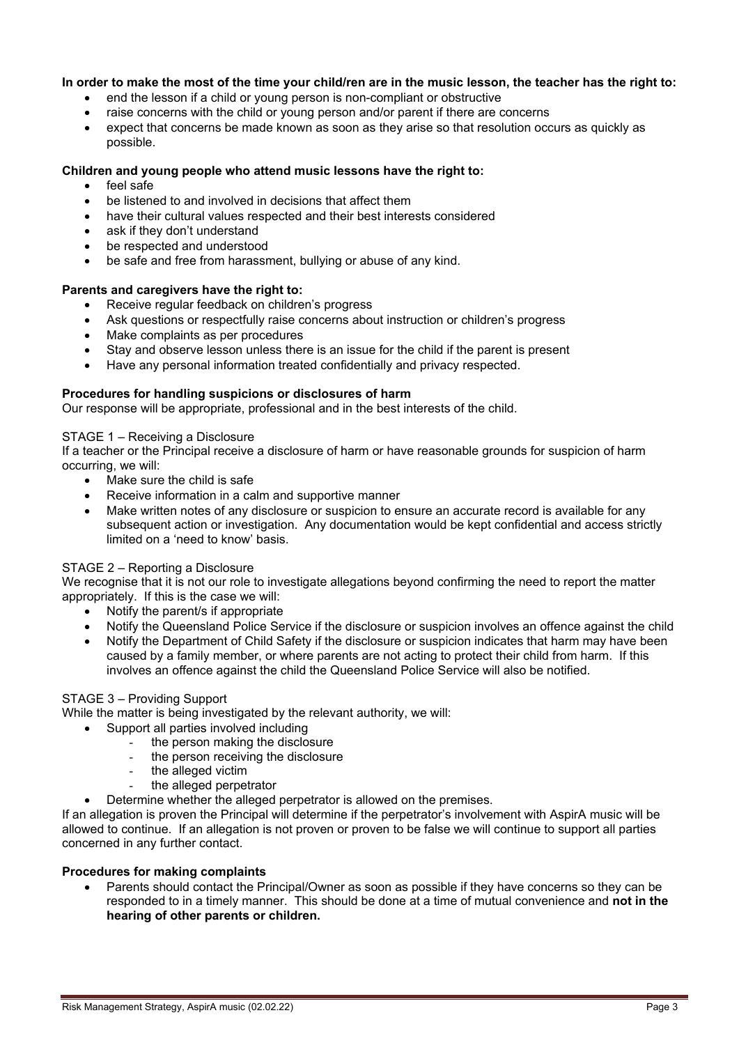**In order to make the most of the time your child/ren are in the music lesson, the teacher has the right to:**

- end the lesson if a child or young person is non-compliant or obstructive
- raise concerns with the child or young person and/or parent if there are concerns
- expect that concerns be made known as soon as they arise so that resolution occurs as quickly as possible.

**Children and young people who attend music lessons have the right to:**

- feel safe
- be listened to and involved in decisions that affect them
- have their cultural values respected and their best interests considered
- ask if they don't understand
- be respected and understood
- be safe and free from harassment, bullying or abuse of any kind.

**Parents and caregivers have the right to:**

- Receive regular feedback on children's progress
- Ask questions or respectfully raise concerns about instruction or children's progress
- Make complaints as per procedures
- Stay and observe lesson unless there is an issue for the child if the parent is present
- Have any personal information treated confidentially and privacy respected.

**Procedures for handling suspicions or disclosures of harm**

Our response will be appropriate, professional and in the best interests of the child.

STAGE 1 – Receiving a Disclosure

If a teacher or the Principal receive a disclosure of harm or have reasonable grounds for suspicion of harm occurring, we will:

- Make sure the child is safe
- Receive information in a calm and supportive manner
- Make written notes of any disclosure or suspicion to ensure an accurate record is available for any subsequent action or investigation. Any documentation would be kept confidential and access strictly limited on a 'need to know' basis.

STAGE 2 – Reporting a Disclosure

We recognise that it is not our role to investigate allegations beyond confirming the need to report the matter appropriately. If this is the case we will:

- Notify the parent/s if appropriate
- Notify the Queensland Police Service if the disclosure or suspicion involves an offence against the child
- Notify the Department of Child Safety if the disclosure or suspicion indicates that harm may have been caused by a family member, or where parents are not acting to protect their child from harm. If this involves an offence against the child the Queensland Police Service will also be notified.

STAGE 3 – Providing Support

While the matter is being investigated by the relevant authority, we will:

- Support all parties involved including
  - the person making the disclosure
  - the person receiving the disclosure
  - the alleged victim
  - the alleged perpetrator
- Determine whether the alleged perpetrator is allowed on the premises.

If an allegation is proven the Principal will determine if the perpetrator's involvement with AspirA music will be allowed to continue. If an allegation is not proven or proven to be false we will continue to support all parties concerned in any further contact.

**Procedures for making complaints**

- Parents should contact the Principal/Owner as soon as possible if they have concerns so they can be responded to in a timely manner. This should be done at a time of mutual convenience and **not in the hearing of other parents or children.**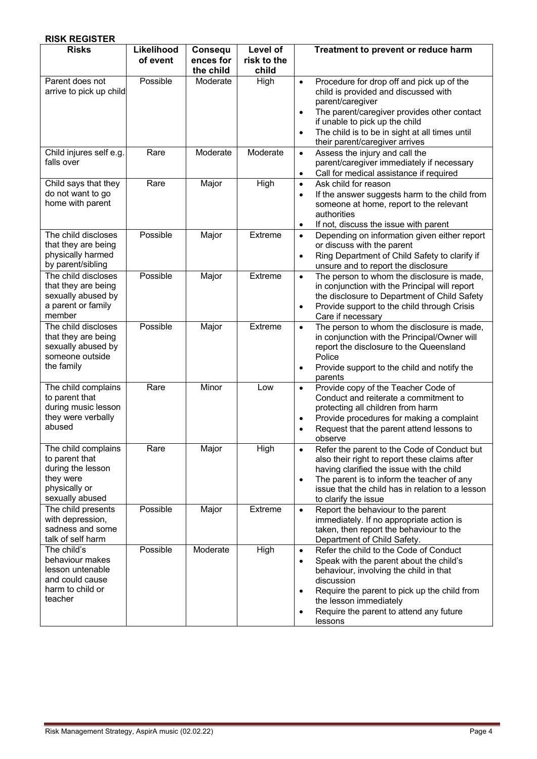**RISK REGISTER**

| Risks | Likelihood of event | Consequences for the child | Level of risk to the child | Treatment to prevent or reduce harm |
|---|---|---|---|---|
| Parent does not arrive to pick up child | Possible | Moderate | High | • Procedure for drop off and pick up of the child is provided and discussed with parent/caregiver<br>• The parent/caregiver provides other contact if unable to pick up the child<br>• The child is to be in sight at all times until their parent/caregiver arrives |
| Child injures self e.g. falls over | Rare | Moderate | Moderate | • Assess the injury and call the parent/caregiver immediately if necessary<br>• Call for medical assistance if required |
| Child says that they do not want to go home with parent | Rare | Major | High | • Ask child for reason<br>• If the answer suggests harm to the child from someone at home, report to the relevant authorities<br>• If not, discuss the issue with parent |
| The child discloses that they are being physically harmed by parent/sibling | Possible | Major | Extreme | • Depending on information given either report or discuss with the parent<br>• Ring Department of Child Safety to clarify if unsure and to report the disclosure |
| The child discloses that they are being sexually abused by a parent or family member | Possible | Major | Extreme | • The person to whom the disclosure is made, in conjunction with the Principal will report the disclosure to Department of Child Safety<br>• Provide support to the child through Crisis Care if necessary |
| The child discloses that they are being sexually abused by someone outside the family | Possible | Major | Extreme | • The person to whom the disclosure is made, in conjunction with the Principal/Owner will report the disclosure to the Queensland Police<br>• Provide support to the child and notify the parents |
| The child complains to parent that during music lesson they were verbally abused | Rare | Minor | Low | • Provide copy of the Teacher Code of Conduct and reiterate a commitment to protecting all children from harm<br>• Provide procedures for making a complaint<br>• Request that the parent attend lessons to observe |
| The child complains to parent that during the lesson they were physically or sexually abused | Rare | Major | High | • Refer the parent to the Code of Conduct but also their right to report these claims after having clarified the issue with the child<br>• The parent is to inform the teacher of any issue that the child has in relation to a lesson to clarify the issue |
| The child presents with depression, sadness and some talk of self harm | Possible | Major | Extreme | • Report the behaviour to the parent immediately. If no appropriate action is taken, then report the behaviour to the Department of Child Safety. |
| The child's behaviour makes lesson untenable and could cause harm to child or teacher | Possible | Moderate | High | • Refer the child to the Code of Conduct<br>• Speak with the parent about the child's behaviour, involving the child in that discussion<br>• Require the parent to pick up the child from the lesson immediately<br>• Require the parent to attend any future lessons |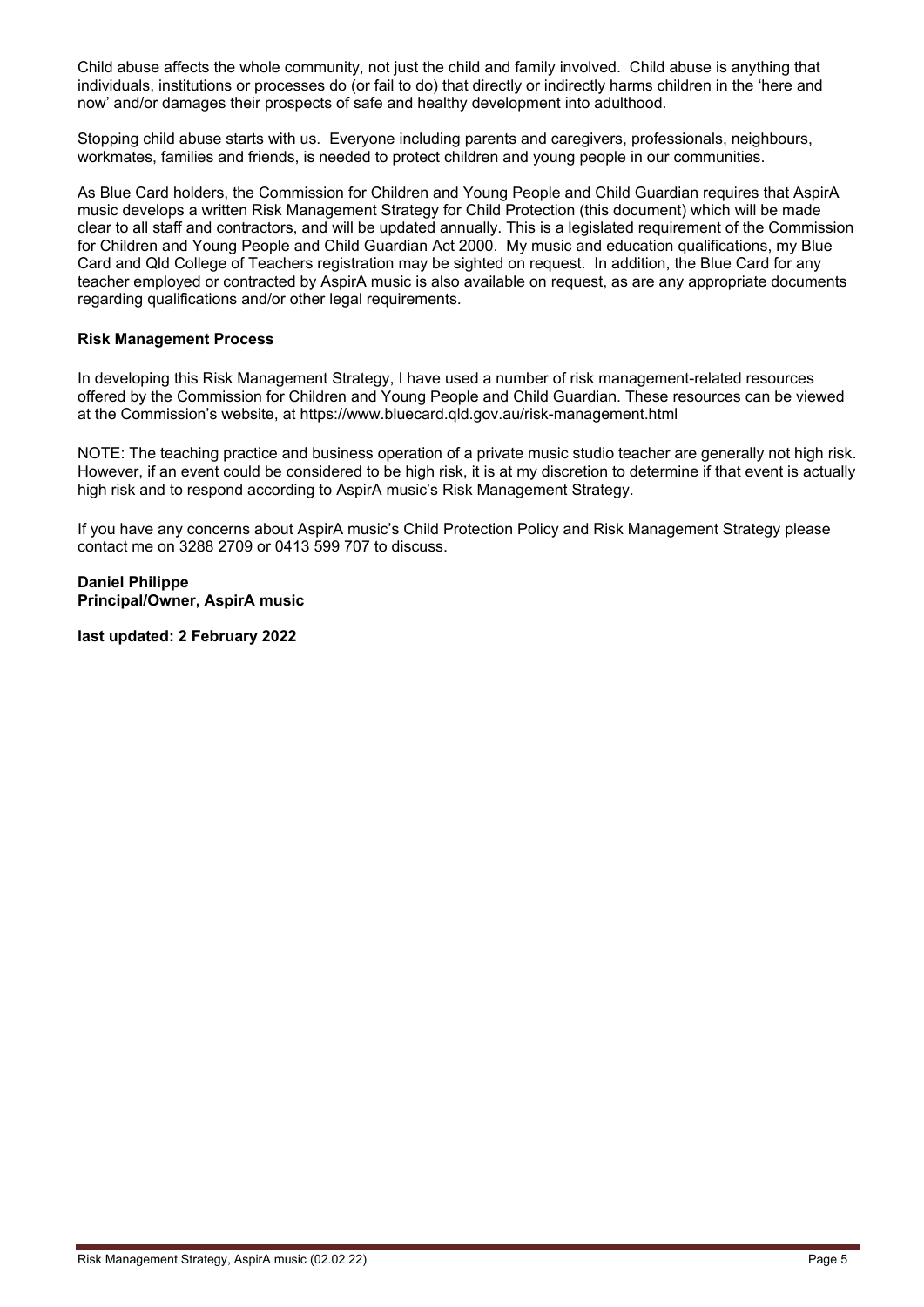Child abuse affects the whole community, not just the child and family involved. Child abuse is anything that individuals, institutions or processes do (or fail to do) that directly or indirectly harms children in the 'here and now' and/or damages their prospects of safe and healthy development into adulthood.

Stopping child abuse starts with us. Everyone including parents and caregivers, professionals, neighbours, workmates, families and friends, is needed to protect children and young people in our communities.

As Blue Card holders, the Commission for Children and Young People and Child Guardian requires that AspirA music develops a written Risk Management Strategy for Child Protection (this document) which will be made clear to all staff and contractors, and will be updated annually. This is a legislated requirement of the Commission for Children and Young People and Child Guardian Act 2000. My music and education qualifications, my Blue Card and Qld College of Teachers registration may be sighted on request. In addition, the Blue Card for any teacher employed or contracted by AspirA music is also available on request, as are any appropriate documents regarding qualifications and/or other legal requirements.

**Risk Management Process**

In developing this Risk Management Strategy, I have used a number of risk management-related resources offered by the Commission for Children and Young People and Child Guardian. These resources can be viewed at the Commission's website, at https://www.bluecard.qld.gov.au/risk-management.html

NOTE: The teaching practice and business operation of a private music studio teacher are generally not high risk. However, if an event could be considered to be high risk, it is at my discretion to determine if that event is actually high risk and to respond according to AspirA music's Risk Management Strategy.

If you have any concerns about AspirA music's Child Protection Policy and Risk Management Strategy please contact me on 3288 2709 or 0413 599 707 to discuss.

**Daniel Philippe**
**Principal/Owner, AspirA music**

**last updated: 2 February 2022**